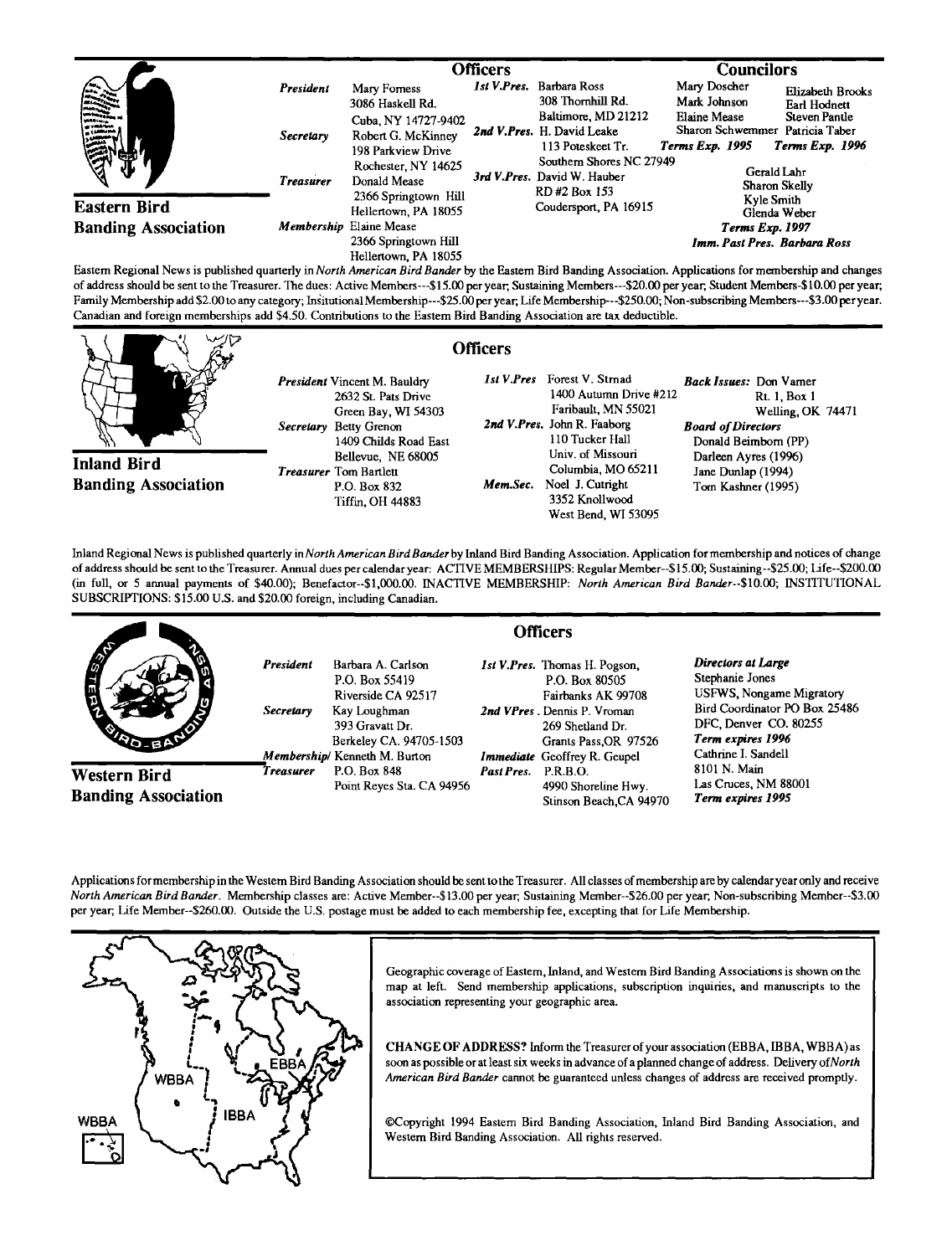## Eastern Bird Banding Association

### Officers

**President** Mary Forness
3086 Haskell Rd.
Cuba, NY 14727-9402

**Secretary** Robert G. McKinney
198 Parkview Drive
Rochester, NY 14625

**Treasurer** Donald Mease
2366 Springtown Hill
Hellertown, PA 18055

**Membership** Elaine Mease
2366 Springtown Hill
Hellertown, PA 18055

**1st V.Pres.** Barbara Ross
308 Thornhill Rd.
Baltimore, MD 21212

**2nd V.Pres.** H. David Leake
113 Poteskeet Tr.
Southern Shores NC 27949

**3rd V.Pres.** David W. Hauber
RD #2 Box 153
Coudersport, PA 16915

### Councilors

Mary Doscher, Mark Johnson, Elaine Mease, Sharon Schwemmer — *Terms Exp. 1995*

Elizabeth Brooks, Earl Hodnett, Steven Pantle, Patricia Taber — *Terms Exp. 1996*

Gerald Lahr, Sharon Skelly, Kyle Smith, Glenda Weber — *Terms Exp. 1997*

*Imm. Past Pres. Barbara Ross*

Eastern Regional News is published quarterly in *North American Bird Bander* by the Eastern Bird Banding Association. Applications for membership and changes of address should be sent to the Treasurer. The dues: Active Members---$15.00 per year; Sustaining Members---$20.00 per year; Student Members-$10.00 per year; Family Membership add $2.00 to any category; Insitutional Membership---$25.00 per year; Life Membership---$250.00; Non-subscribing Members---$3.00 per year. Canadian and foreign memberships add $4.50. Contributions to the Eastern Bird Banding Association are tax deductible.

## Inland Bird Banding Association

### Officers

**President** Vincent M. Bauldry
2632 St. Pats Drive
Green Bay, WI 54303

**Secretary** Betty Grenon
1409 Childs Road East
Bellevue, NE 68005

**Treasurer** Tom Bartlett
P.O. Box 832
Tiffin, OH 44883

**1st V.Pres** Forest V. Strnad
1400 Autumn Drive #212
Faribault, MN 55021

**2nd V.Pres.** John R. Faaborg
110 Tucker Hall
Univ. of Missouri
Columbia, MO 65211

**Mem.Sec.** Noel J. Cutright
3352 Knollwood
West Bend, WI 53095

**Back Issues:** Don Varner
Rt. 1, Box 1
Welling, OK 74471

**Board of Directors**
Donald Beimborn (PP)
Darleen Ayres (1996)
Jane Dunlap (1994)
Tom Kashner (1995)

Inland Regional News is published quarterly in *North American Bird Bander* by Inland Bird Banding Association. Application for membership and notices of change of address should be sent to the Treasurer. Annual dues per calendar year: ACTIVE MEMBERSHIPS: Regular Member--$15.00; Sustaining--$25.00; Life--$200.00 (in full, or 5 annual payments of $40.00); Benefactor--$1,000.00. INACTIVE MEMBERSHIP: *North American Bird Bander*--$10.00; INSTITUTIONAL SUBSCRIPTIONS: $15.00 U.S. and $20.00 foreign, including Canadian.

## Western Bird Banding Association

### Officers

**President** Barbara A. Carlson
P.O. Box 55419
Riverside CA 92517

**Secretary** Kay Loughman
393 Gravatt Dr.
Berkeley CA. 94705-1503

**Membership/ Treasurer** Kenneth M. Burton
P.O. Box 848
Point Reyes Sta. CA 94956

**1st V.Pres.** Thomas H. Pogson,
P.O. Box 80505
Fairbanks AK 99708

**2nd VPres.** Dennis P. Vroman
269 Shetland Dr.
Grants Pass,OR 97526

**Immediate Past Pres.** Geoffrey R. Geupel
P.R.B.O.
4990 Shoreline Hwy.
Stinson Beach,CA 94970

**Directors at Large**
Stephanie Jones
USFWS, Nongame Migratory
Bird Coordinator PO Box 25486
DFC, Denver CO. 80255
*Term expires 1996*
Cathrine I. Sandell
8101 N. Main
Las Cruces, NM 88001
*Term expires 1995*

Applications for membership in the Western Bird Banding Association should be sent to the Treasurer. All classes of membership are by calendar year only and receive *North American Bird Bander*. Membership classes are: Active Member--$13.00 per year; Sustaining Member--$26.00 per year; Non-subscribing Member--$3.00 per year; Life Member--$260.00. Outside the U.S. postage must be added to each membership fee, excepting that for Life Membership.

---

WBBA, EBBA, IBBA, WBBA

Geographic coverage of Eastern, Inland, and Western Bird Banding Associations is shown on the map at left. Send membership applications, subscription inquiries, and manuscripts to the association representing your geographic area.

**CHANGE OF ADDRESS?** Inform the Treasurer of your association (EBBA, IBBA, WBBA) as soon as possible or at least six weeks in advance of a planned change of address. Delivery of *North American Bird Bander* cannot be guaranteed unless changes of address are received promptly.

©Copyright 1994 Eastern Bird Banding Association, Inland Bird Banding Association, and Western Bird Banding Association. All rights reserved.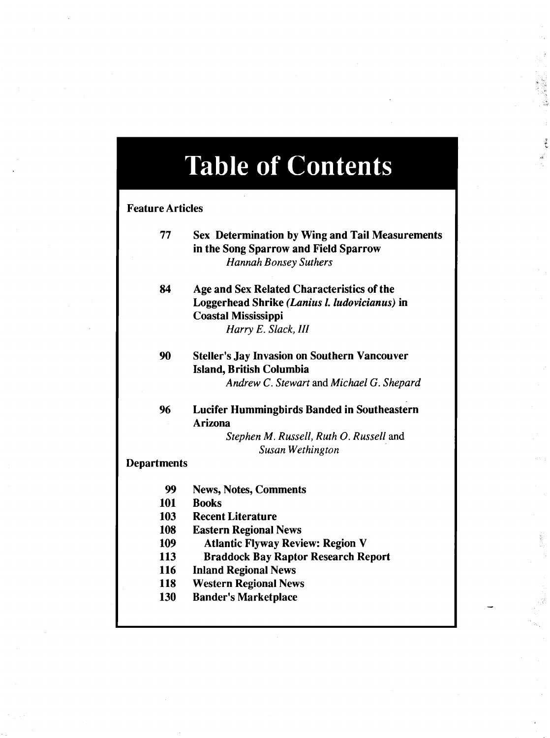# Table of Contents

## Feature Articles

77 **Sex Determination by Wing and Tail Measurements in the Song Sparrow and Field Sparrow**
*Hannah Bonsey Suthers*

84 **Age and Sex Related Characteristics of the Loggerhead Shrike *(Lanius l. ludovicianus)* in Coastal Mississippi**
*Harry E. Slack, III*

90 **Steller's Jay Invasion on Southern Vancouver Island, British Columbia**
*Andrew C. Stewart* and *Michael G. Shepard*

96 **Lucifer Hummingbirds Banded in Southeastern Arizona**
*Stephen M. Russell, Ruth O. Russell* and *Susan Wethington*

## Departments

99 **News, Notes, Comments**
101 **Books**
103 **Recent Literature**
108 **Eastern Regional News**
109 **Atlantic Flyway Review: Region V**
113 **Braddock Bay Raptor Research Report**
116 **Inland Regional News**
118 **Western Regional News**
130 **Bander's Marketplace**